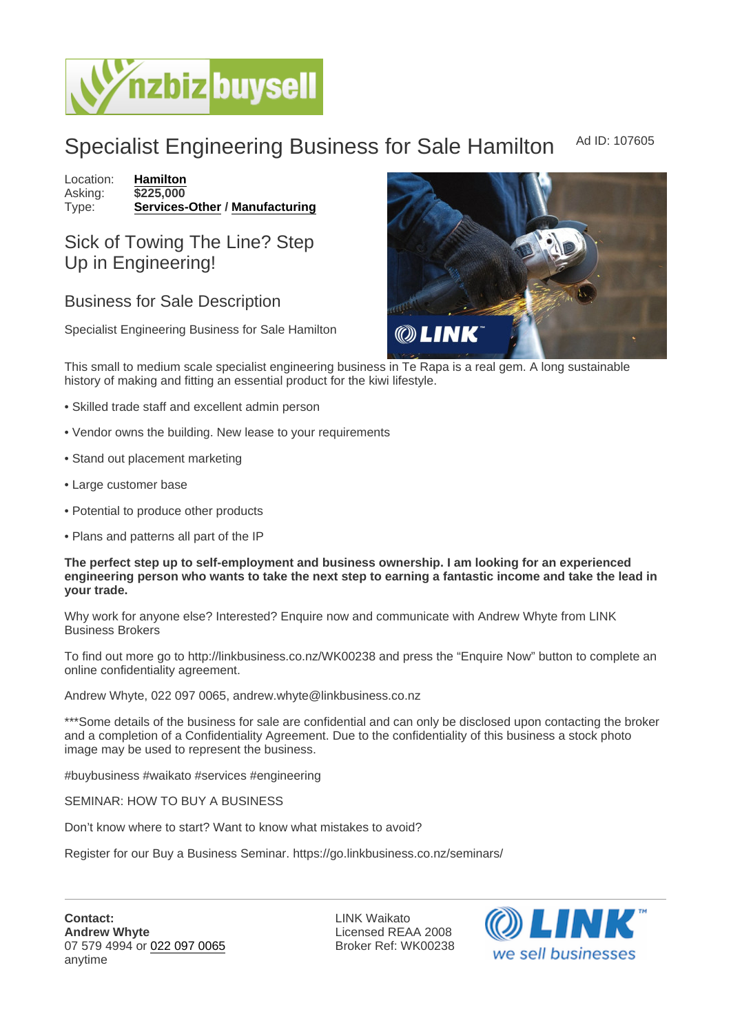# Specialist Engineering Business for Sale Hamilton

Ad ID: 107605

Location: Hamilton
Asking: $225,000
Type: Services-Other / Manufacturing

## Sick of Towing The Line? Step Up in Engineering!

### Business for Sale Description

Specialist Engineering Business for Sale Hamilton

This small to medium scale specialist engineering business in Te Rapa is a real gem. A long sustainable history of making and fitting an essential product for the kiwi lifestyle.

• Skilled trade staff and excellent admin person

• Vendor owns the building. New lease to your requirements

• Stand out placement marketing

• Large customer base

• Potential to produce other products

• Plans and patterns all part of the IP

**The perfect step up to self-employment and business ownership. I am looking for an experienced engineering person who wants to take the next step to earning a fantastic income and take the lead in your trade.**

Why work for anyone else? Interested? Enquire now and communicate with Andrew Whyte from LINK Business Brokers

To find out more go to http://linkbusiness.co.nz/WK00238 and press the "Enquire Now" button to complete an online confidentiality agreement.

Andrew Whyte, 022 097 0065, andrew.whyte@linkbusiness.co.nz

***Some details of the business for sale are confidential and can only be disclosed upon contacting the broker and a completion of a Confidentiality Agreement. Due to the confidentiality of this business a stock photo image may be used to represent the business.

#buybusiness #waikato #services #engineering

SEMINAR: HOW TO BUY A BUSINESS

Don't know where to start? Want to know what mistakes to avoid?

Register for our Buy a Business Seminar. https://go.linkbusiness.co.nz/seminars/

**Contact:**
**Andrew Whyte**
07 579 4994 or 022 097 0065
anytime

LINK Waikato
Licensed REAA 2008
Broker Ref: WK00238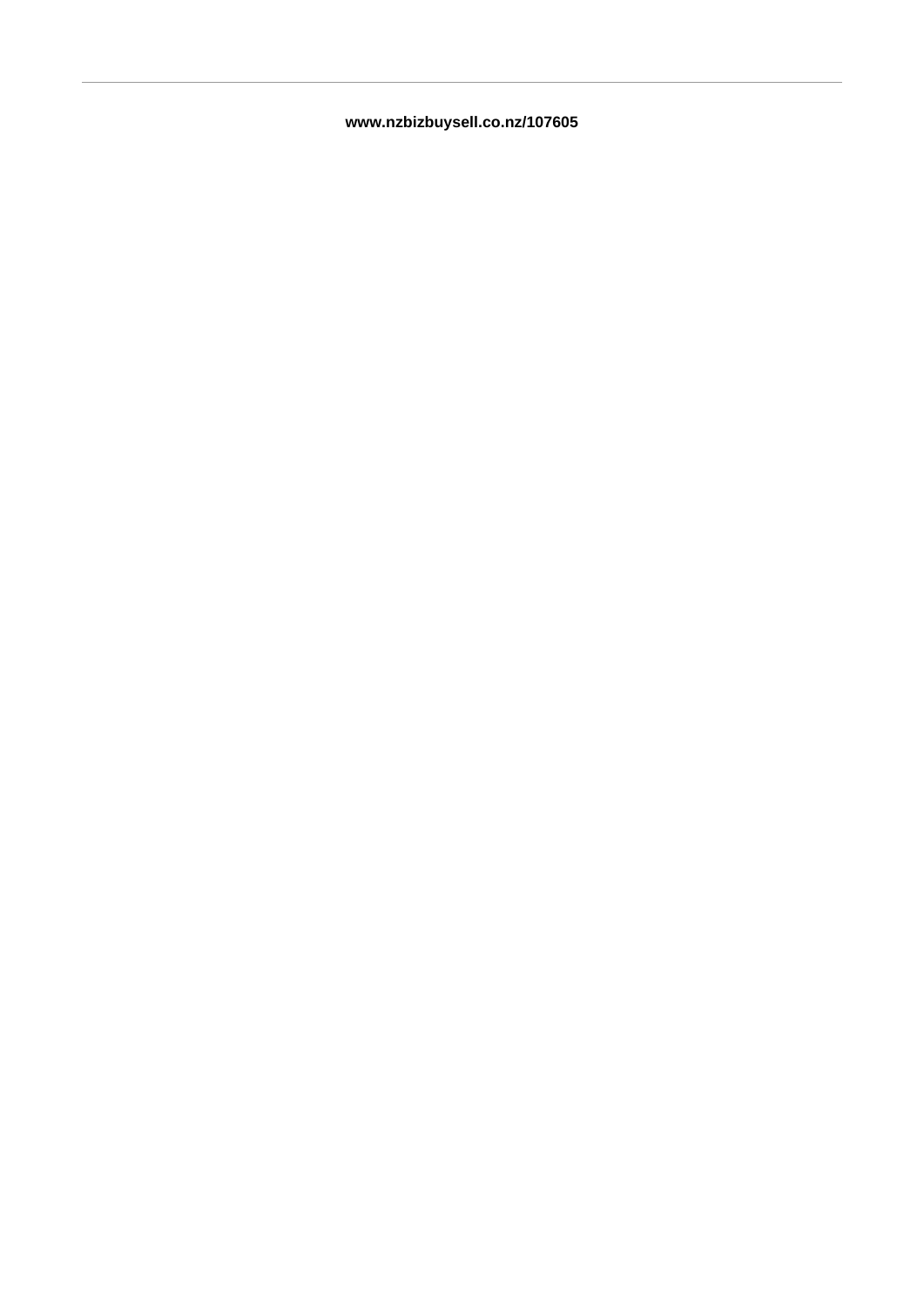www.nzbizbuysell.co.nz/107605